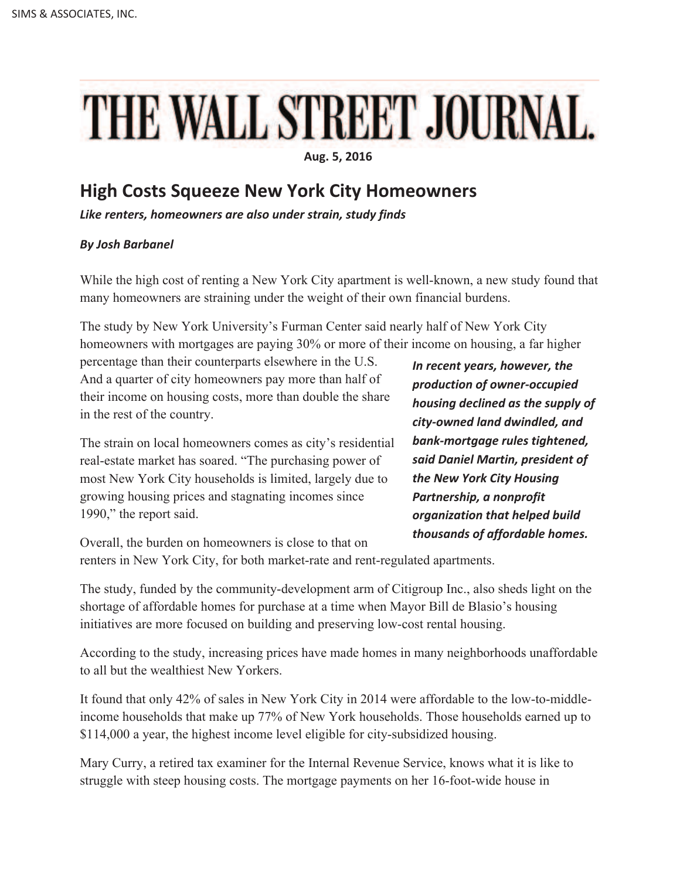# THE WALL STREET JOURNAL.

**Aug. 5, 2016**

## High Costs Squeeze New York City Homeowners

***Like renters, homeowners are also under strain, study finds***

***By Josh Barbanel***

While the high cost of renting a New York City apartment is well-known, a new study found that many homeowners are straining under the weight of their own financial burdens.

The study by New York University's Furman Center said nearly half of New York City homeowners with mortgages are paying 30% or more of their income on housing, a far higher percentage than their counterparts elsewhere in the U.S. And a quarter of city homeowners pay more than half of their income on housing costs, more than double the share in the rest of the country.

***In recent years, however, the production of owner-occupied housing declined as the supply of city-owned land dwindled, and bank-mortgage rules tightened, said Daniel Martin, president of the New York City Housing Partnership, a nonprofit organization that helped build thousands of affordable homes.***

The strain on local homeowners comes as city's residential real-estate market has soared. "The purchasing power of most New York City households is limited, largely due to growing housing prices and stagnating incomes since 1990," the report said.

Overall, the burden on homeowners is close to that on renters in New York City, for both market-rate and rent-regulated apartments.

The study, funded by the community-development arm of Citigroup Inc., also sheds light on the shortage of affordable homes for purchase at a time when Mayor Bill de Blasio's housing initiatives are more focused on building and preserving low-cost rental housing.

According to the study, increasing prices have made homes in many neighborhoods unaffordable to all but the wealthiest New Yorkers.

It found that only 42% of sales in New York City in 2014 were affordable to the low-to-middle-income households that make up 77% of New York households. Those households earned up to $114,000 a year, the highest income level eligible for city-subsidized housing.

Mary Curry, a retired tax examiner for the Internal Revenue Service, knows what it is like to struggle with steep housing costs. The mortgage payments on her 16-foot-wide house in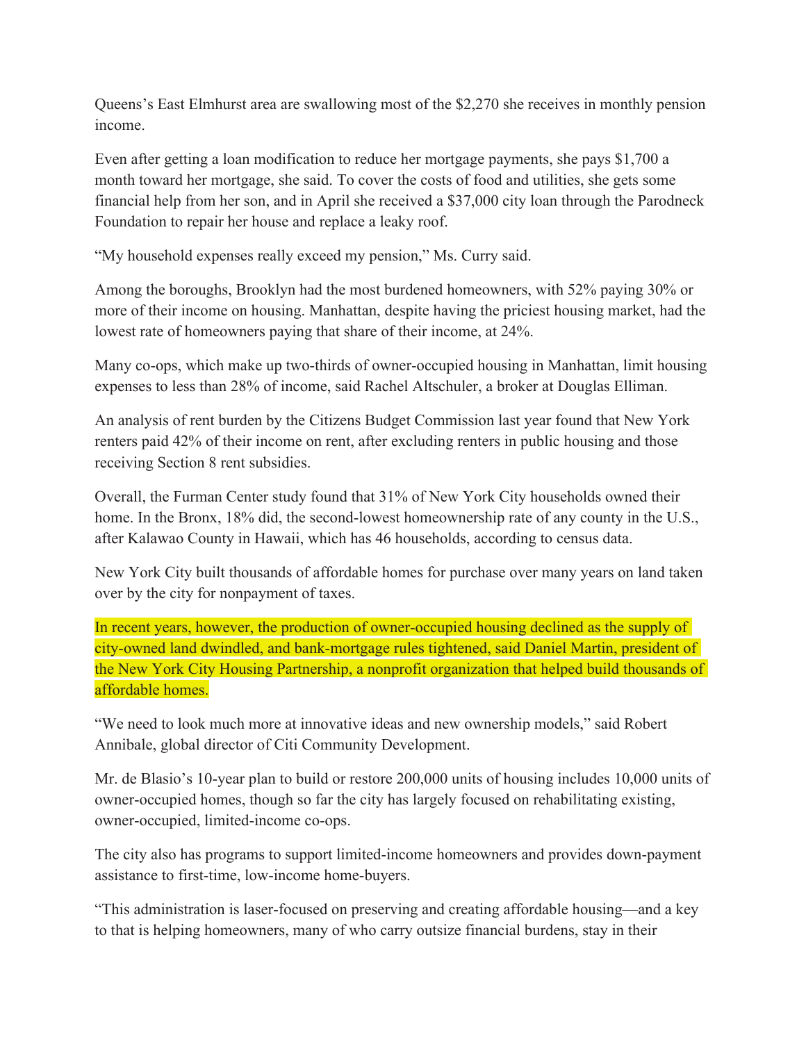Queens's East Elmhurst area are swallowing most of the $2,270 she receives in monthly pension income.

Even after getting a loan modification to reduce her mortgage payments, she pays $1,700 a month toward her mortgage, she said. To cover the costs of food and utilities, she gets some financial help from her son, and in April she received a $37,000 city loan through the Parodneck Foundation to repair her house and replace a leaky roof.

"My household expenses really exceed my pension," Ms. Curry said.

Among the boroughs, Brooklyn had the most burdened homeowners, with 52% paying 30% or more of their income on housing. Manhattan, despite having the priciest housing market, had the lowest rate of homeowners paying that share of their income, at 24%.

Many co-ops, which make up two-thirds of owner-occupied housing in Manhattan, limit housing expenses to less than 28% of income, said Rachel Altschuler, a broker at Douglas Elliman.

An analysis of rent burden by the Citizens Budget Commission last year found that New York renters paid 42% of their income on rent, after excluding renters in public housing and those receiving Section 8 rent subsidies.

Overall, the Furman Center study found that 31% of New York City households owned their home. In the Bronx, 18% did, the second-lowest homeownership rate of any county in the U.S., after Kalawao County in Hawaii, which has 46 households, according to census data.

New York City built thousands of affordable homes for purchase over many years on land taken over by the city for nonpayment of taxes.

In recent years, however, the production of owner-occupied housing declined as the supply of city-owned land dwindled, and bank-mortgage rules tightened, said Daniel Martin, president of the New York City Housing Partnership, a nonprofit organization that helped build thousands of affordable homes.

"We need to look much more at innovative ideas and new ownership models," said Robert Annibale, global director of Citi Community Development.

Mr. de Blasio's 10-year plan to build or restore 200,000 units of housing includes 10,000 units of owner-occupied homes, though so far the city has largely focused on rehabilitating existing, owner-occupied, limited-income co-ops.

The city also has programs to support limited-income homeowners and provides down-payment assistance to first-time, low-income home-buyers.

"This administration is laser-focused on preserving and creating affordable housing—and a key to that is helping homeowners, many of who carry outsize financial burdens, stay in their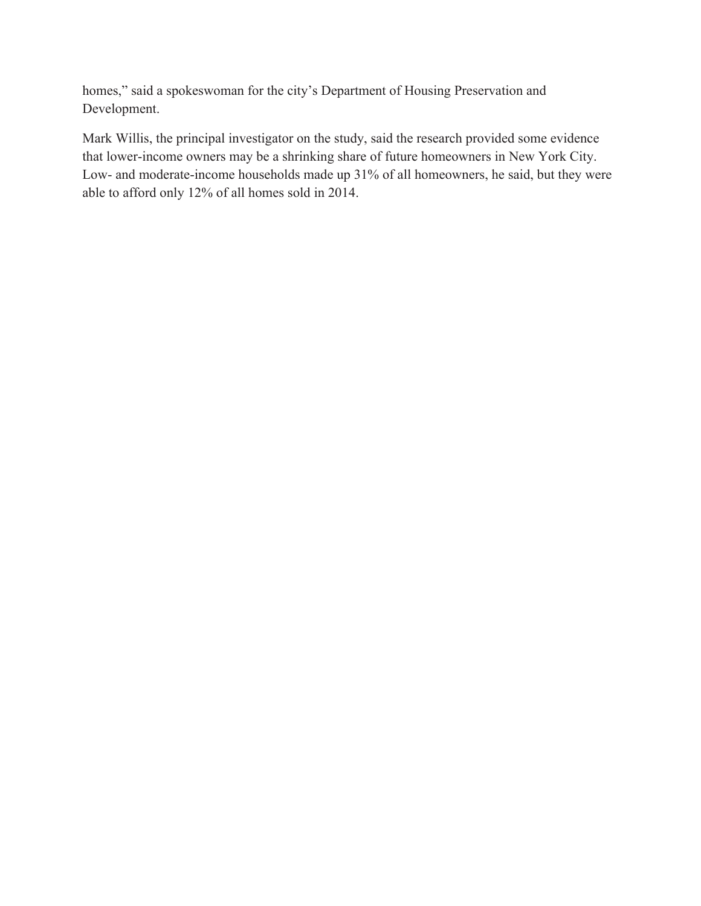homes," said a spokeswoman for the city's Department of Housing Preservation and Development.

Mark Willis, the principal investigator on the study, said the research provided some evidence that lower-income owners may be a shrinking share of future homeowners in New York City. Low- and moderate-income households made up 31% of all homeowners, he said, but they were able to afford only 12% of all homes sold in 2014.